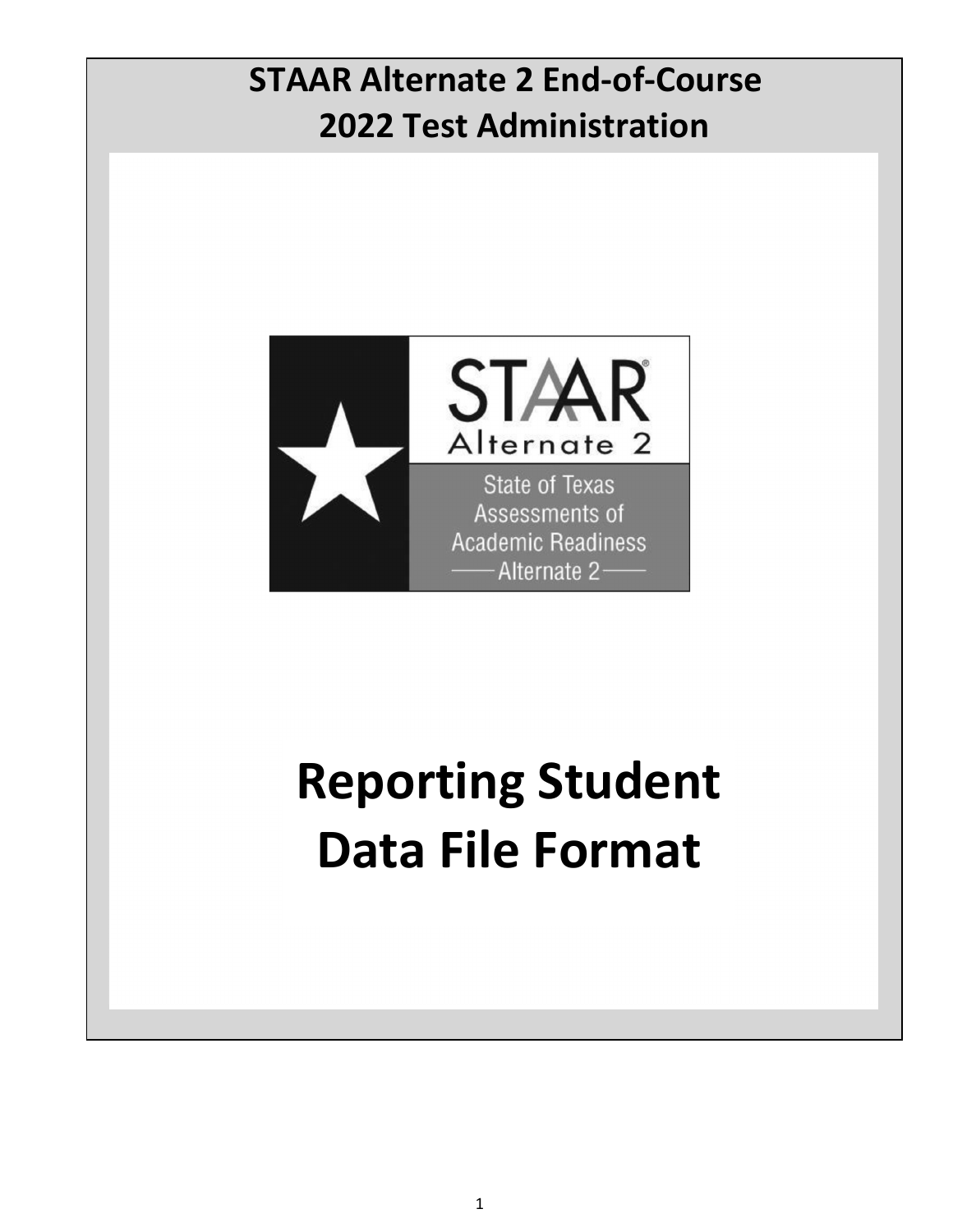# STAAR Alternate 2 End-of-Course 2022 Test Administration

STAAR Alternate 2

State of Texas Assessments of Academic Readiness — Alternate 2

# Reporting Student Data File Format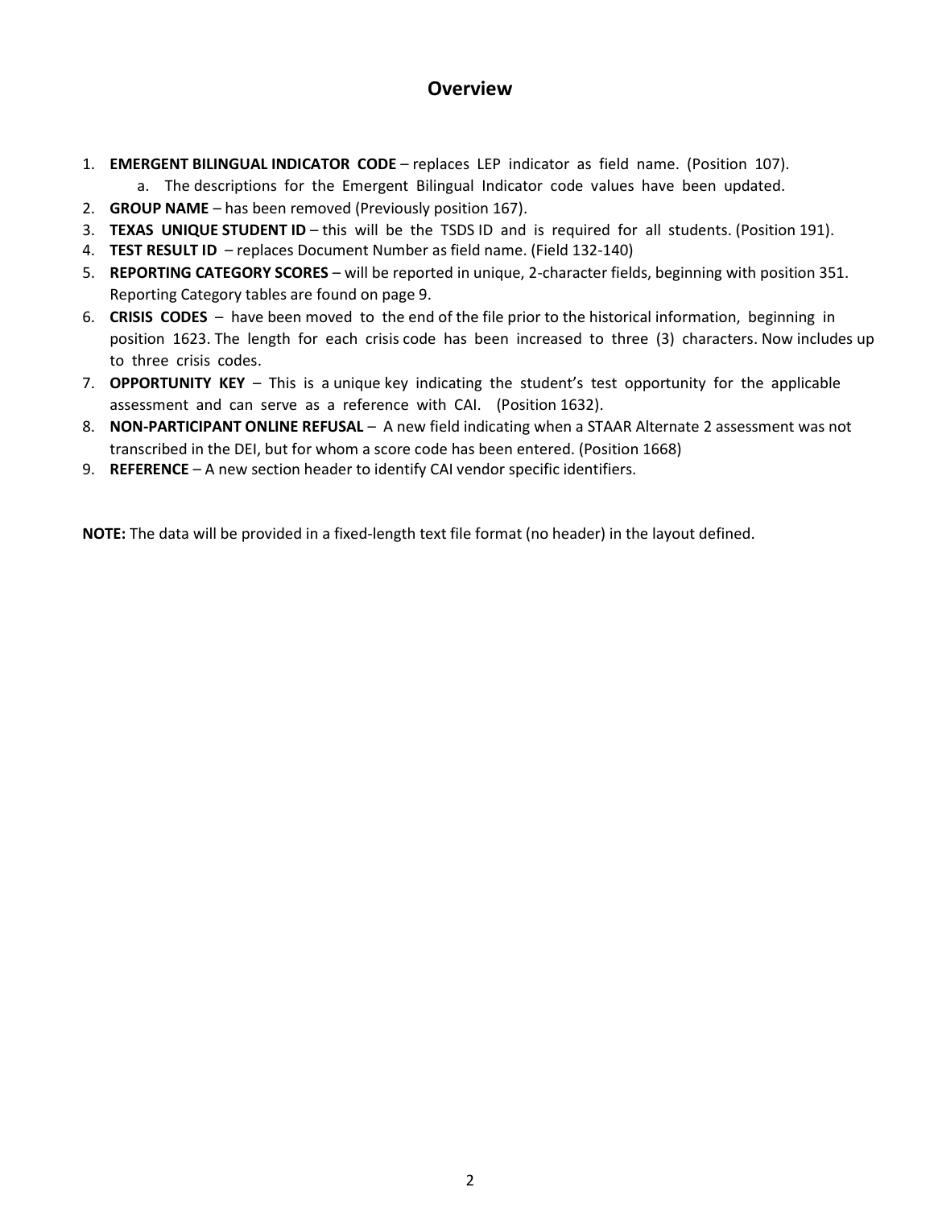# Overview

1. **EMERGENT BILINGUAL INDICATOR CODE** – replaces LEP indicator as field name. (Position 107).
    a. The descriptions for the Emergent Bilingual Indicator code values have been updated.
2. **GROUP NAME** – has been removed (Previously position 167).
3. **TEXAS UNIQUE STUDENT ID** – this will be the TSDS ID and is required for all students. (Position 191).
4. **TEST RESULT ID** – replaces Document Number as field name. (Field 132-140)
5. **REPORTING CATEGORY SCORES** – will be reported in unique, 2-character fields, beginning with position 351. Reporting Category tables are found on page 9.
6. **CRISIS CODES** – have been moved to the end of the file prior to the historical information, beginning in position 1623. The length for each crisis code has been increased to three (3) characters. Now includes up to three crisis codes.
7. **OPPORTUNITY KEY** – This is a unique key indicating the student's test opportunity for the applicable assessment and can serve as a reference with CAI. (Position 1632).
8. **NON-PARTICIPANT ONLINE REFUSAL** – A new field indicating when a STAAR Alternate 2 assessment was not transcribed in the DEI, but for whom a score code has been entered. (Position 1668)
9. **REFERENCE** – A new section header to identify CAI vendor specific identifiers.

**NOTE:** The data will be provided in a fixed-length text file format (no header) in the layout defined.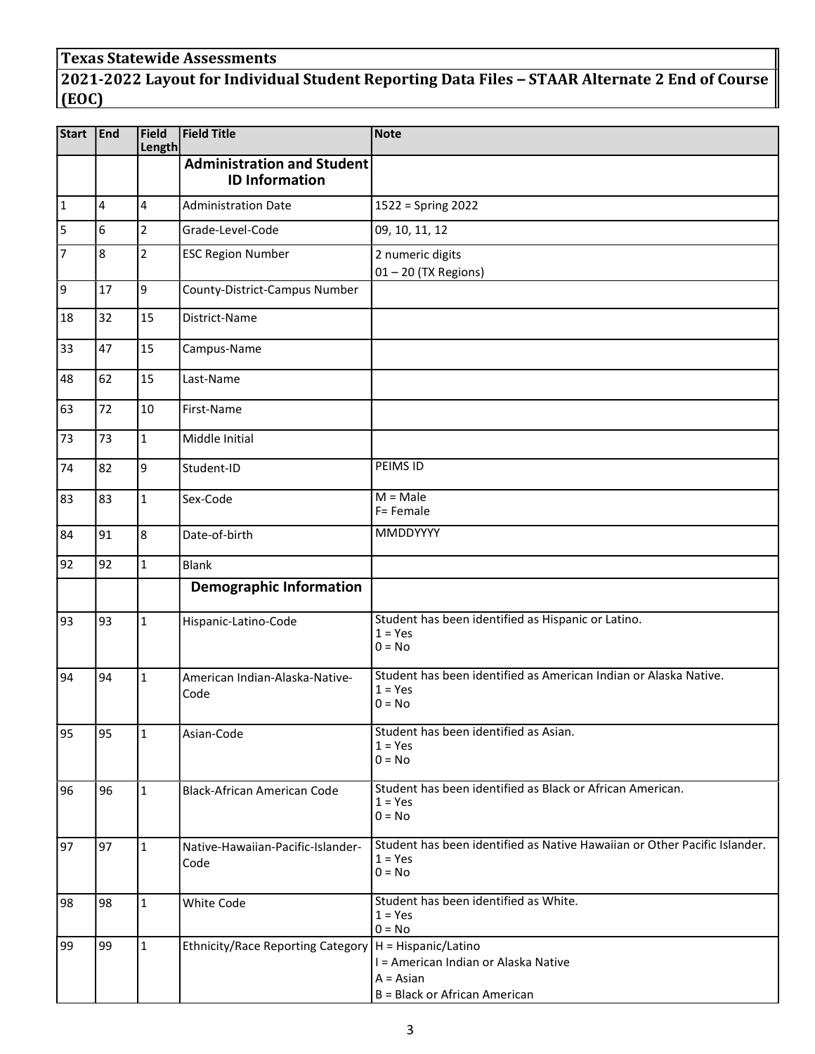**Texas Statewide Assessments**

**2021-2022 Layout for Individual Student Reporting Data Files – STAAR Alternate 2 End of Course (EOC)**

| Start | End | Field Length | Field Title | Note |
|---|---|---|---|---|
| | | | **Administration and Student ID Information** | |
| 1 | 4 | 4 | Administration Date | 1522 = Spring 2022 |
| 5 | 6 | 2 | Grade-Level-Code | 09, 10, 11, 12 |
| 7 | 8 | 2 | ESC Region Number | 2 numeric digits<br>01 – 20 (TX Regions) |
| 9 | 17 | 9 | County-District-Campus Number | |
| 18 | 32 | 15 | District-Name | |
| 33 | 47 | 15 | Campus-Name | |
| 48 | 62 | 15 | Last-Name | |
| 63 | 72 | 10 | First-Name | |
| 73 | 73 | 1 | Middle Initial | |
| 74 | 82 | 9 | Student-ID | PEIMS ID |
| 83 | 83 | 1 | Sex-Code | M = Male<br>F= Female |
| 84 | 91 | 8 | Date-of-birth | MMDDYYYY |
| 92 | 92 | 1 | Blank | |
| | | | **Demographic Information** | |
| 93 | 93 | 1 | Hispanic-Latino-Code | Student has been identified as Hispanic or Latino.<br>1 = Yes<br>0 = No |
| 94 | 94 | 1 | American Indian-Alaska-Native-Code | Student has been identified as American Indian or Alaska Native.<br>1 = Yes<br>0 = No |
| 95 | 95 | 1 | Asian-Code | Student has been identified as Asian.<br>1 = Yes<br>0 = No |
| 96 | 96 | 1 | Black-African American Code | Student has been identified as Black or African American.<br>1 = Yes<br>0 = No |
| 97 | 97 | 1 | Native-Hawaiian-Pacific-Islander-Code | Student has been identified as Native Hawaiian or Other Pacific Islander.<br>1 = Yes<br>0 = No |
| 98 | 98 | 1 | White Code | Student has been identified as White.<br>1 = Yes<br>0 = No |
| 99 | 99 | 1 | Ethnicity/Race Reporting Category | H = Hispanic/Latino<br>I = American Indian or Alaska Native<br>A = Asian<br>B = Black or African American |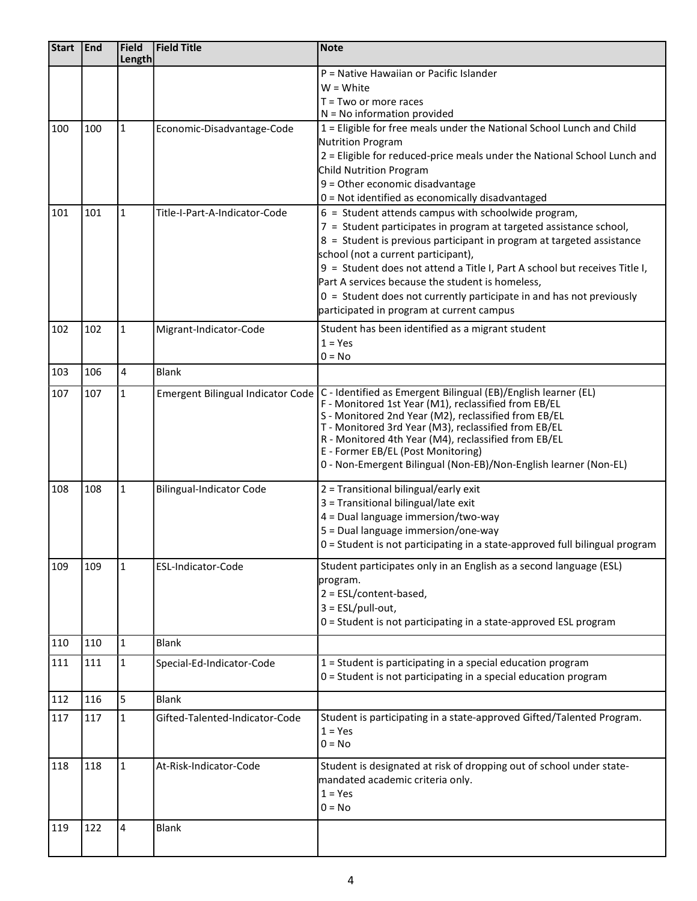| Start | End | Field Length | Field Title | Note |
|---|---|---|---|---|
| | | | | P = Native Hawaiian or Pacific Islander<br>W = White<br>T = Two or more races<br>N = No information provided |
| 100 | 100 | 1 | Economic-Disadvantage-Code | 1 = Eligible for free meals under the National School Lunch and Child Nutrition Program<br>2 = Eligible for reduced-price meals under the National School Lunch and Child Nutrition Program<br>9 = Other economic disadvantage<br>0 = Not identified as economically disadvantaged |
| 101 | 101 | 1 | Title-I-Part-A-Indicator-Code | 6 = Student attends campus with schoolwide program,<br>7 = Student participates in program at targeted assistance school,<br>8 = Student is previous participant in program at targeted assistance school (not a current participant),<br>9 = Student does not attend a Title I, Part A school but receives Title I, Part A services because the student is homeless,<br>0 = Student does not currently participate in and has not previously participated in program at current campus |
| 102 | 102 | 1 | Migrant-Indicator-Code | Student has been identified as a migrant student<br>1 = Yes<br>0 = No |
| 103 | 106 | 4 | Blank | |
| 107 | 107 | 1 | Emergent Bilingual Indicator Code | C - Identified as Emergent Bilingual (EB)/English learner (EL)<br>F - Monitored 1st Year (M1), reclassified from EB/EL<br>S - Monitored 2nd Year (M2), reclassified from EB/EL<br>T - Monitored 3rd Year (M3), reclassified from EB/EL<br>R - Monitored 4th Year (M4), reclassified from EB/EL<br>E - Former EB/EL (Post Monitoring)<br>0 - Non-Emergent Bilingual (Non-EB)/Non-English learner (Non-EL) |
| 108 | 108 | 1 | Bilingual-Indicator Code | 2 = Transitional bilingual/early exit<br>3 = Transitional bilingual/late exit<br>4 = Dual language immersion/two-way<br>5 = Dual language immersion/one-way<br>0 = Student is not participating in a state-approved full bilingual program |
| 109 | 109 | 1 | ESL-Indicator-Code | Student participates only in an English as a second language (ESL) program.<br>2 = ESL/content-based,<br>3 = ESL/pull-out,<br>0 = Student is not participating in a state-approved ESL program |
| 110 | 110 | 1 | Blank | |
| 111 | 111 | 1 | Special-Ed-Indicator-Code | 1 = Student is participating in a special education program<br>0 = Student is not participating in a special education program |
| 112 | 116 | 5 | Blank | |
| 117 | 117 | 1 | Gifted-Talented-Indicator-Code | Student is participating in a state-approved Gifted/Talented Program.<br>1 = Yes<br>0 = No |
| 118 | 118 | 1 | At-Risk-Indicator-Code | Student is designated at risk of dropping out of school under state-mandated academic criteria only.<br>1 = Yes<br>0 = No |
| 119 | 122 | 4 | Blank | |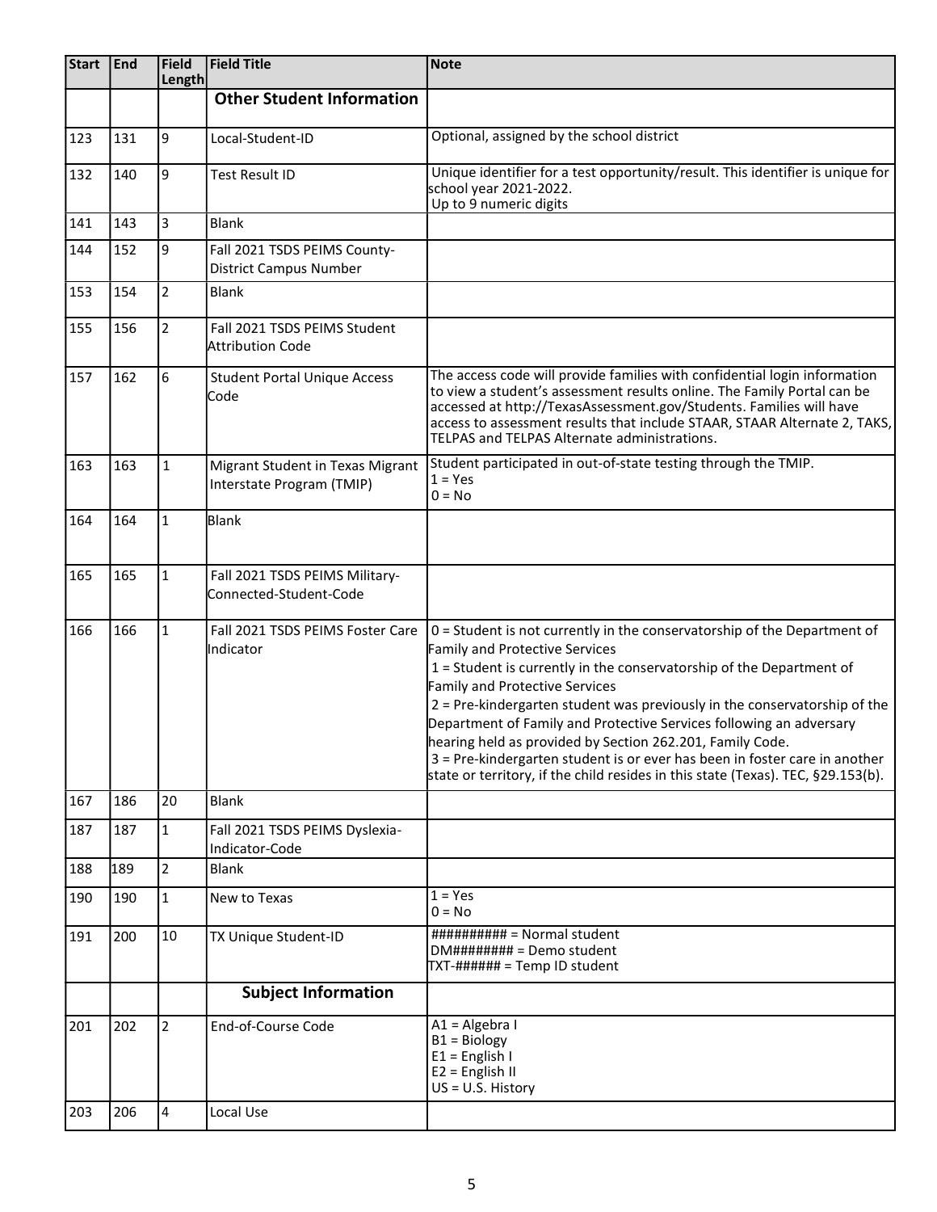| Start | End | Field Length | Field Title | Note |
|---|---|---|---|---|
| | | | **Other Student Information** | |
| 123 | 131 | 9 | Local-Student-ID | Optional, assigned by the school district |
| 132 | 140 | 9 | Test Result ID | Unique identifier for a test opportunity/result. This identifier is unique for school year 2021-2022.<br>Up to 9 numeric digits |
| 141 | 143 | 3 | Blank | |
| 144 | 152 | 9 | Fall 2021 TSDS PEIMS County-District Campus Number | |
| 153 | 154 | 2 | Blank | |
| 155 | 156 | 2 | Fall 2021 TSDS PEIMS Student Attribution Code | |
| 157 | 162 | 6 | Student Portal Unique Access Code | The access code will provide families with confidential login information to view a student's assessment results online. The Family Portal can be accessed at http://TexasAssessment.gov/Students. Families will have access to assessment results that include STAAR, STAAR Alternate 2, TAKS, TELPAS and TELPAS Alternate administrations. |
| 163 | 163 | 1 | Migrant Student in Texas Migrant Interstate Program (TMIP) | Student participated in out-of-state testing through the TMIP.<br>1 = Yes<br>0 = No |
| 164 | 164 | 1 | Blank | |
| 165 | 165 | 1 | Fall 2021 TSDS PEIMS Military-Connected-Student-Code | |
| 166 | 166 | 1 | Fall 2021 TSDS PEIMS Foster Care Indicator | 0 = Student is not currently in the conservatorship of the Department of Family and Protective Services<br>1 = Student is currently in the conservatorship of the Department of Family and Protective Services<br>2 = Pre-kindergarten student was previously in the conservatorship of the Department of Family and Protective Services following an adversary hearing held as provided by Section 262.201, Family Code.<br>3 = Pre-kindergarten student is or ever has been in foster care in another state or territory, if the child resides in this state (Texas). TEC, §29.153(b). |
| 167 | 186 | 20 | Blank | |
| 187 | 187 | 1 | Fall 2021 TSDS PEIMS Dyslexia-Indicator-Code | |
| 188 | 189 | 2 | Blank | |
| 190 | 190 | 1 | New to Texas | 1 = Yes<br>0 = No |
| 191 | 200 | 10 | TX Unique Student-ID | ########## = Normal student<br>DM######## = Demo student<br>TXT-###### = Temp ID student |
| | | | **Subject Information** | |
| 201 | 202 | 2 | End-of-Course Code | A1 = Algebra I<br>B1 = Biology<br>E1 = English I<br>E2 = English II<br>US = U.S. History |
| 203 | 206 | 4 | Local Use | |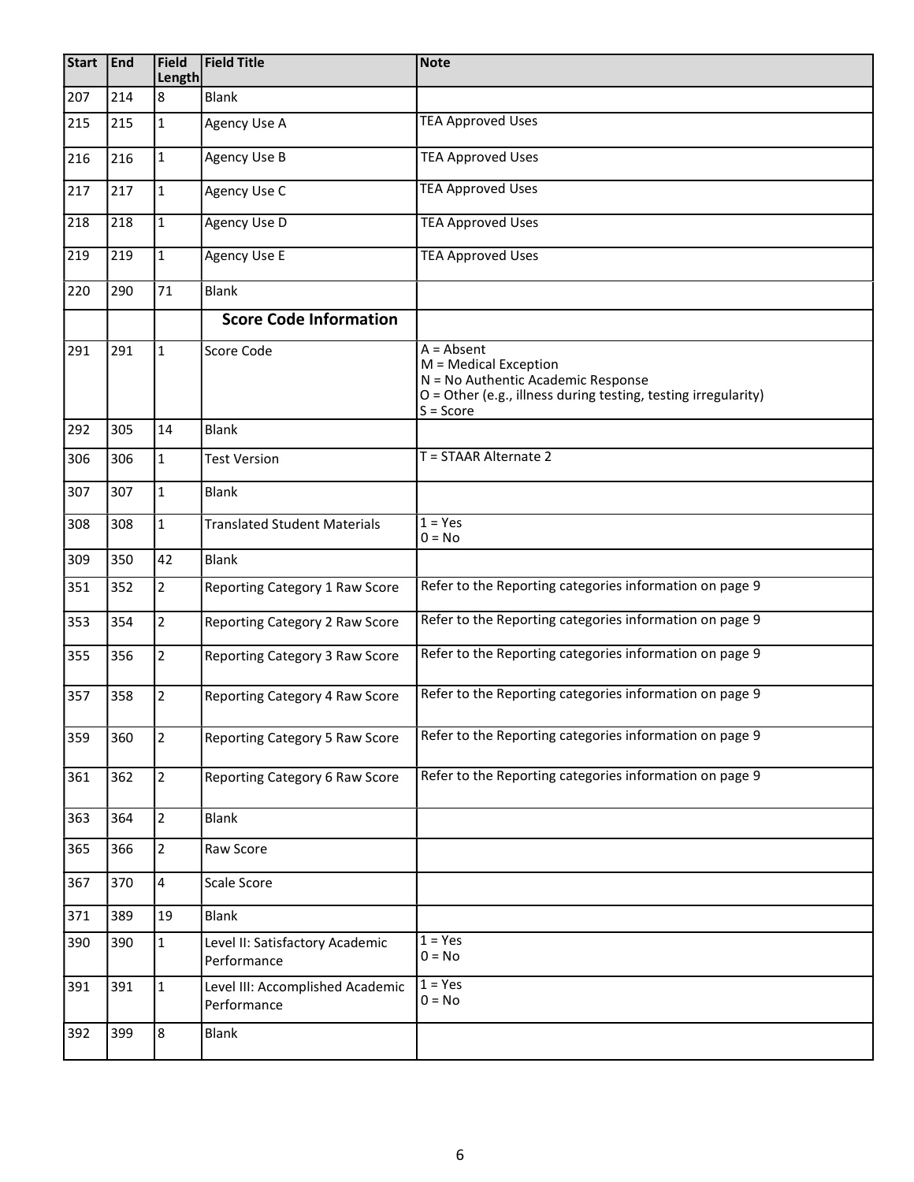| Start | End | Field Length | Field Title | Note |
|---|---|---|---|---|
| 207 | 214 | 8 | Blank | |
| 215 | 215 | 1 | Agency Use A | TEA Approved Uses |
| 216 | 216 | 1 | Agency Use B | TEA Approved Uses |
| 217 | 217 | 1 | Agency Use C | TEA Approved Uses |
| 218 | 218 | 1 | Agency Use D | TEA Approved Uses |
| 219 | 219 | 1 | Agency Use E | TEA Approved Uses |
| 220 | 290 | 71 | Blank | |
| | | | **Score Code Information** | |
| 291 | 291 | 1 | Score Code | A = Absent<br>M = Medical Exception<br>N = No Authentic Academic Response<br>O = Other (e.g., illness during testing, testing irregularity)<br>S = Score |
| 292 | 305 | 14 | Blank | |
| 306 | 306 | 1 | Test Version | T = STAAR Alternate 2 |
| 307 | 307 | 1 | Blank | |
| 308 | 308 | 1 | Translated Student Materials | 1 = Yes<br>0 = No |
| 309 | 350 | 42 | Blank | |
| 351 | 352 | 2 | Reporting Category 1 Raw Score | Refer to the Reporting categories information on page 9 |
| 353 | 354 | 2 | Reporting Category 2 Raw Score | Refer to the Reporting categories information on page 9 |
| 355 | 356 | 2 | Reporting Category 3 Raw Score | Refer to the Reporting categories information on page 9 |
| 357 | 358 | 2 | Reporting Category 4 Raw Score | Refer to the Reporting categories information on page 9 |
| 359 | 360 | 2 | Reporting Category 5 Raw Score | Refer to the Reporting categories information on page 9 |
| 361 | 362 | 2 | Reporting Category 6 Raw Score | Refer to the Reporting categories information on page 9 |
| 363 | 364 | 2 | Blank | |
| 365 | 366 | 2 | Raw Score | |
| 367 | 370 | 4 | Scale Score | |
| 371 | 389 | 19 | Blank | |
| 390 | 390 | 1 | Level II: Satisfactory Academic Performance | 1 = Yes<br>0 = No |
| 391 | 391 | 1 | Level III: Accomplished Academic Performance | 1 = Yes<br>0 = No |
| 392 | 399 | 8 | Blank | |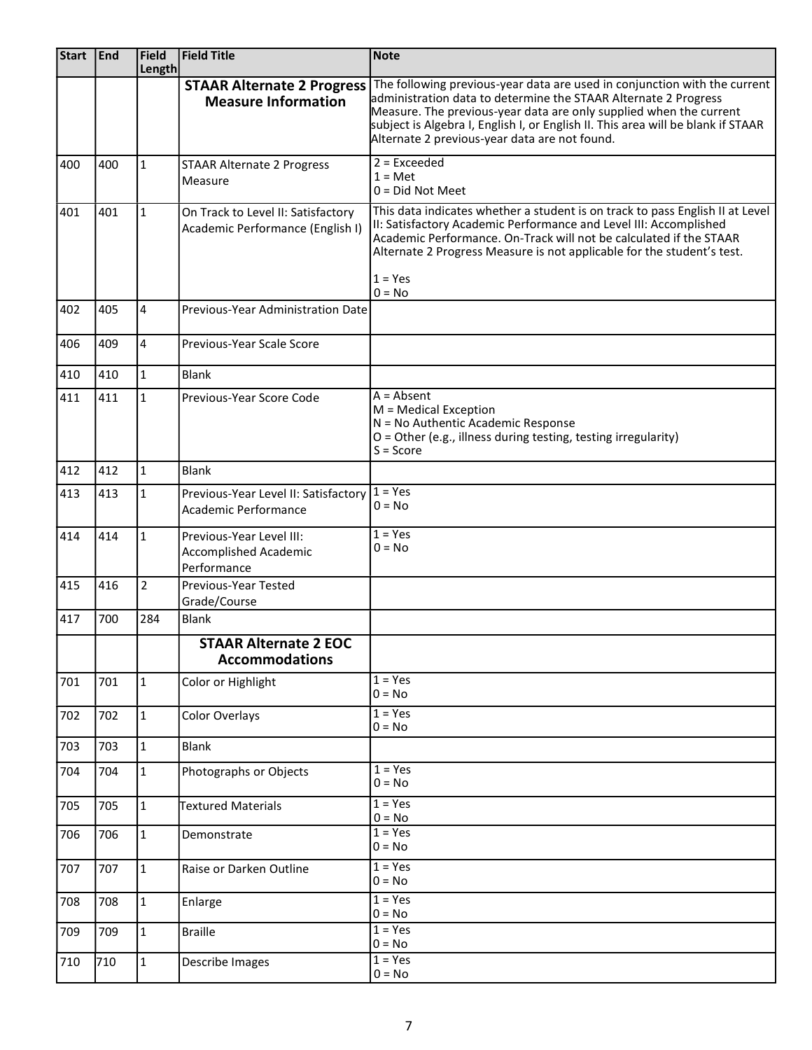| Start | End | Field Length | Field Title | Note |
|---|---|---|---|---|
| | | | **STAAR Alternate 2 Progress Measure Information** | The following previous-year data are used in conjunction with the current administration data to determine the STAAR Alternate 2 Progress Measure. The previous-year data are only supplied when the current subject is Algebra I, English I, or English II. This area will be blank if STAAR Alternate 2 previous-year data are not found. |
| 400 | 400 | 1 | STAAR Alternate 2 Progress Measure | 2 = Exceeded<br>1 = Met<br>0 = Did Not Meet |
| 401 | 401 | 1 | On Track to Level II: Satisfactory Academic Performance (English I) | This data indicates whether a student is on track to pass English II at Level II: Satisfactory Academic Performance and Level III: Accomplished Academic Performance. On-Track will not be calculated if the STAAR Alternate 2 Progress Measure is not applicable for the student's test.<br><br>1 = Yes<br>0 = No |
| 402 | 405 | 4 | Previous-Year Administration Date | |
| 406 | 409 | 4 | Previous-Year Scale Score | |
| 410 | 410 | 1 | Blank | |
| 411 | 411 | 1 | Previous-Year Score Code | A = Absent<br>M = Medical Exception<br>N = No Authentic Academic Response<br>O = Other (e.g., illness during testing, testing irregularity)<br>S = Score |
| 412 | 412 | 1 | Blank | |
| 413 | 413 | 1 | Previous-Year Level II: Satisfactory Academic Performance | 1 = Yes<br>0 = No |
| 414 | 414 | 1 | Previous-Year Level III: Accomplished Academic Performance | 1 = Yes<br>0 = No |
| 415 | 416 | 2 | Previous-Year Tested Grade/Course | |
| 417 | 700 | 284 | Blank | |
| | | | **STAAR Alternate 2 EOC Accommodations** | |
| 701 | 701 | 1 | Color or Highlight | 1 = Yes<br>0 = No |
| 702 | 702 | 1 | Color Overlays | 1 = Yes<br>0 = No |
| 703 | 703 | 1 | Blank | |
| 704 | 704 | 1 | Photographs or Objects | 1 = Yes<br>0 = No |
| 705 | 705 | 1 | Textured Materials | 1 = Yes<br>0 = No |
| 706 | 706 | 1 | Demonstrate | 1 = Yes<br>0 = No |
| 707 | 707 | 1 | Raise or Darken Outline | 1 = Yes<br>0 = No |
| 708 | 708 | 1 | Enlarge | 1 = Yes<br>0 = No |
| 709 | 709 | 1 | Braille | 1 = Yes<br>0 = No |
| 710 | 710 | 1 | Describe Images | 1 = Yes<br>0 = No |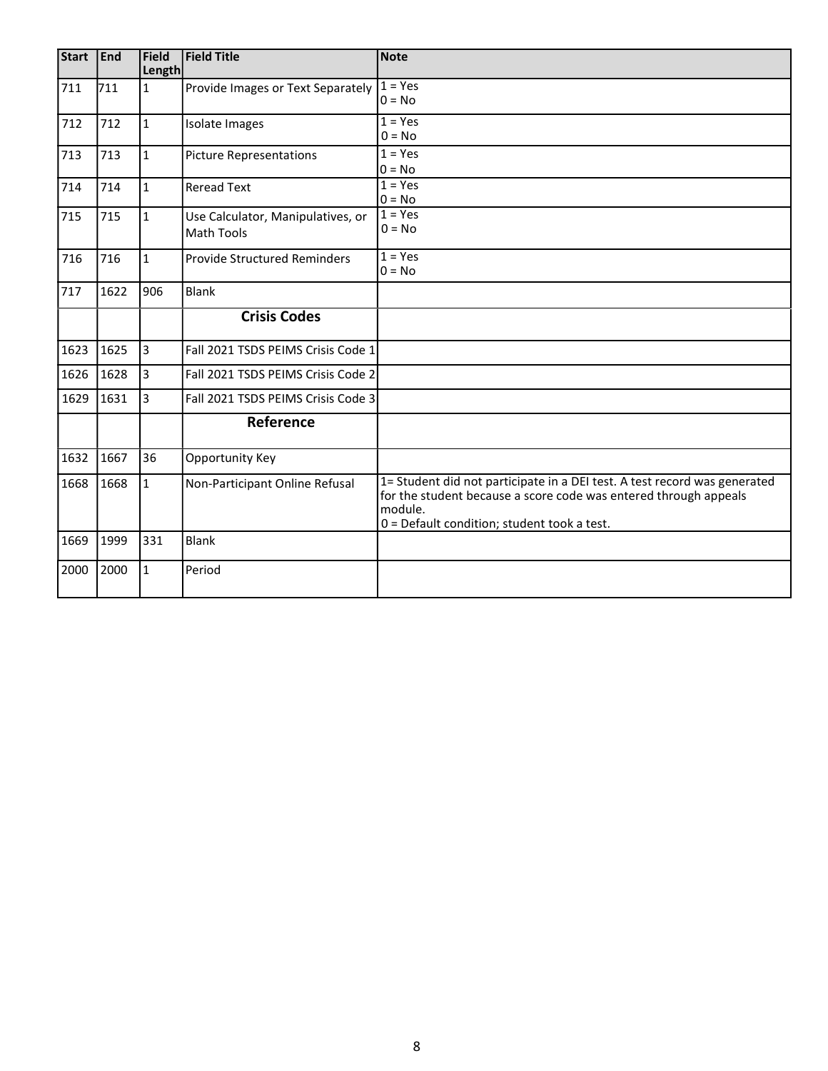| Start | End | Field Length | Field Title | Note |
|---|---|---|---|---|
| 711 | 711 | 1 | Provide Images or Text Separately | 1 = Yes<br>0 = No |
| 712 | 712 | 1 | Isolate Images | 1 = Yes<br>0 = No |
| 713 | 713 | 1 | Picture Representations | 1 = Yes<br>0 = No |
| 714 | 714 | 1 | Reread Text | 1 = Yes<br>0 = No |
| 715 | 715 | 1 | Use Calculator, Manipulatives, or Math Tools | 1 = Yes<br>0 = No |
| 716 | 716 | 1 | Provide Structured Reminders | 1 = Yes<br>0 = No |
| 717 | 1622 | 906 | Blank | |
| | | | **Crisis Codes** | |
| 1623 | 1625 | 3 | Fall 2021 TSDS PEIMS Crisis Code 1 | |
| 1626 | 1628 | 3 | Fall 2021 TSDS PEIMS Crisis Code 2 | |
| 1629 | 1631 | 3 | Fall 2021 TSDS PEIMS Crisis Code 3 | |
| | | | **Reference** | |
| 1632 | 1667 | 36 | Opportunity Key | |
| 1668 | 1668 | 1 | Non-Participant Online Refusal | 1= Student did not participate in a DEI test. A test record was generated for the student because a score code was entered through appeals module.<br>0 = Default condition; student took a test. |
| 1669 | 1999 | 331 | Blank | |
| 2000 | 2000 | 1 | Period | |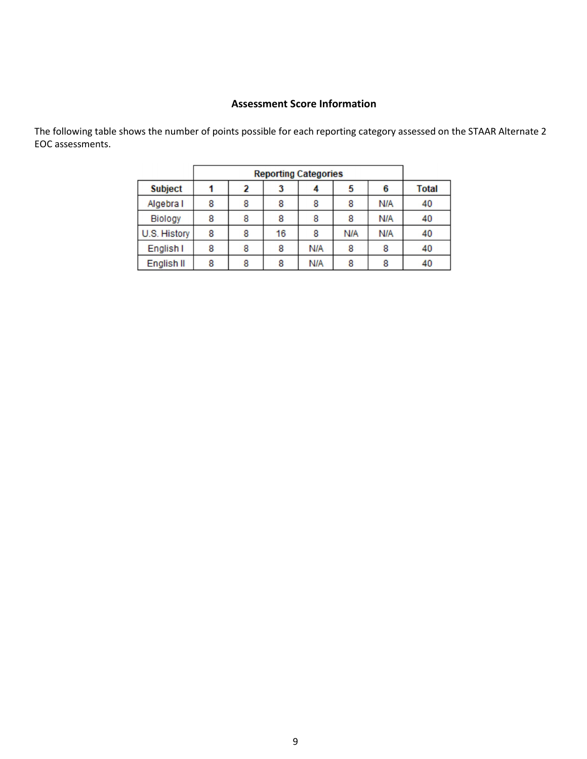**Assessment Score Information**

The following table shows the number of points possible for each reporting category assessed on the STAAR Alternate 2 EOC assessments.

| | Reporting Categories | | | | | | |
|---|---|---|---|---|---|---|---|
| **Subject** | **1** | **2** | **3** | **4** | **5** | **6** | **Total** |
| Algebra I | 8 | 8 | 8 | 8 | 8 | N/A | 40 |
| Biology | 8 | 8 | 8 | 8 | 8 | N/A | 40 |
| U.S. History | 8 | 8 | 16 | 8 | N/A | N/A | 40 |
| English I | 8 | 8 | 8 | N/A | 8 | 8 | 40 |
| English II | 8 | 8 | 8 | N/A | 8 | 8 | 40 |